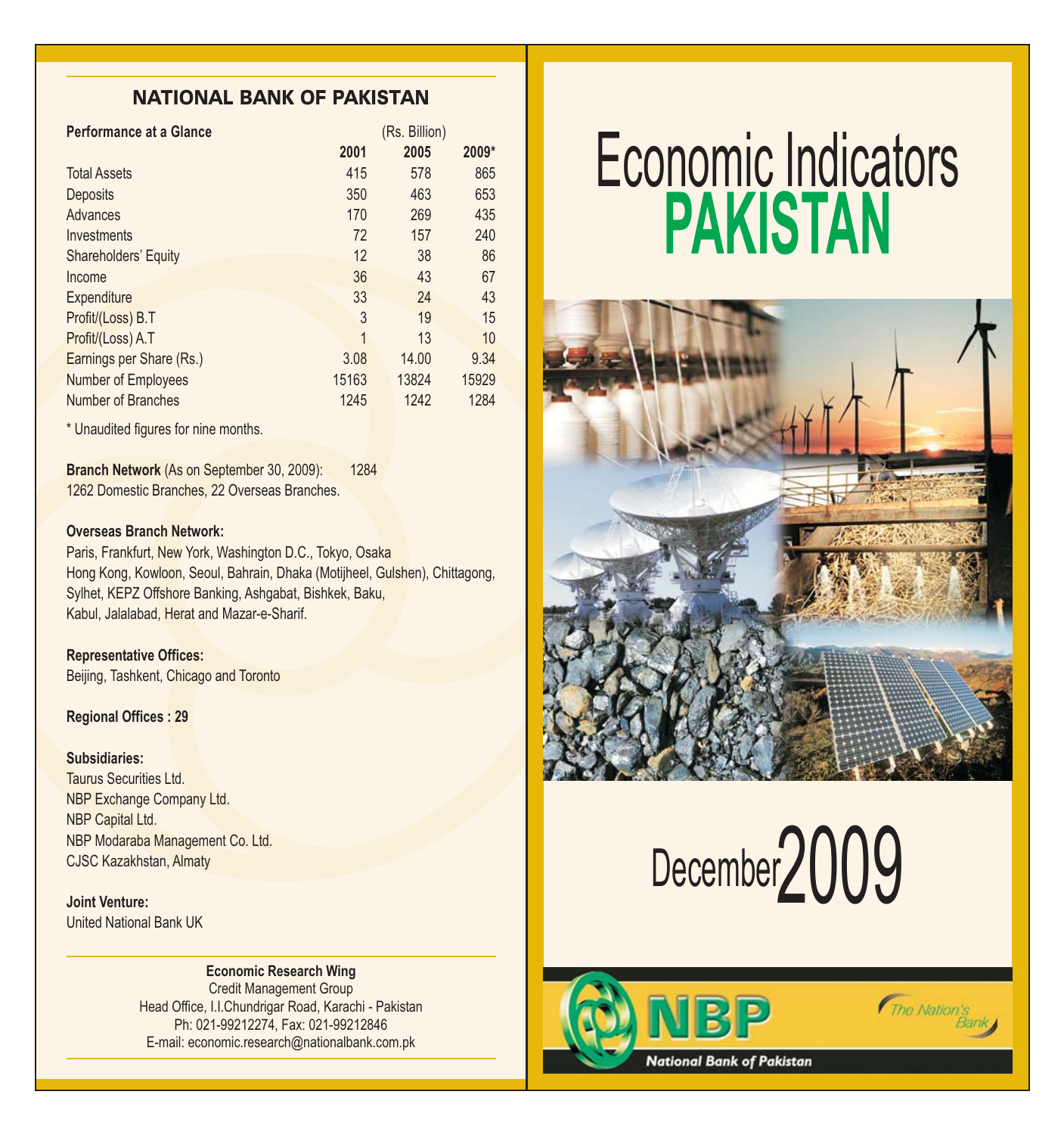## NATIONAL BANK OF PAKISTAN

| Performance at a Glance | (Rs. Billion) | | |
|---|---|---|---|
| | 2001 | 2005 | 2009* |
| Total Assets | 415 | 578 | 865 |
| Deposits | 350 | 463 | 653 |
| Advances | 170 | 269 | 435 |
| Investments | 72 | 157 | 240 |
| Shareholders' Equity | 12 | 38 | 86 |
| Income | 36 | 43 | 67 |
| Expenditure | 33 | 24 | 43 |
| Profit/(Loss) B.T | 3 | 19 | 15 |
| Profit/(Loss) A.T | 1 | 13 | 10 |
| Earnings per Share (Rs.) | 3.08 | 14.00 | 9.34 |
| Number of Employees | 15163 | 13824 | 15929 |
| Number of Branches | 1245 | 1242 | 1284 |

* Unaudited figures for nine months.

**Branch Network** (As on September 30, 2009): 1284
1262 Domestic Branches, 22 Overseas Branches.

**Overseas Branch Network:**
Paris, Frankfurt, New York, Washington D.C., Tokyo, Osaka
Hong Kong, Kowloon, Seoul, Bahrain, Dhaka (Motijheel, Gulshen), Chittagong, Sylhet, KEPZ Offshore Banking, Ashgabat, Bishkek, Baku, Kabul, Jalalabad, Herat and Mazar-e-Sharif.

**Representative Offices:**
Beijing, Tashkent, Chicago and Toronto

**Regional Offices : 29**

**Subsidiaries:**
Taurus Securities Ltd.
NBP Exchange Company Ltd.
NBP Capital Ltd.
NBP Modaraba Management Co. Ltd.
CJSC Kazakhstan, Almaty

**Joint Venture:**
United National Bank UK

**Economic Research Wing**
Credit Management Group
Head Office, I.I.Chundrigar Road, Karachi - Pakistan
Ph: 021-99212274, Fax: 021-99212846
E-mail: economic.research@nationalbank.com.pk

# Economic Indicators PAKISTAN

December 2009

NBP
National Bank of Pakistan
The Nation's Bank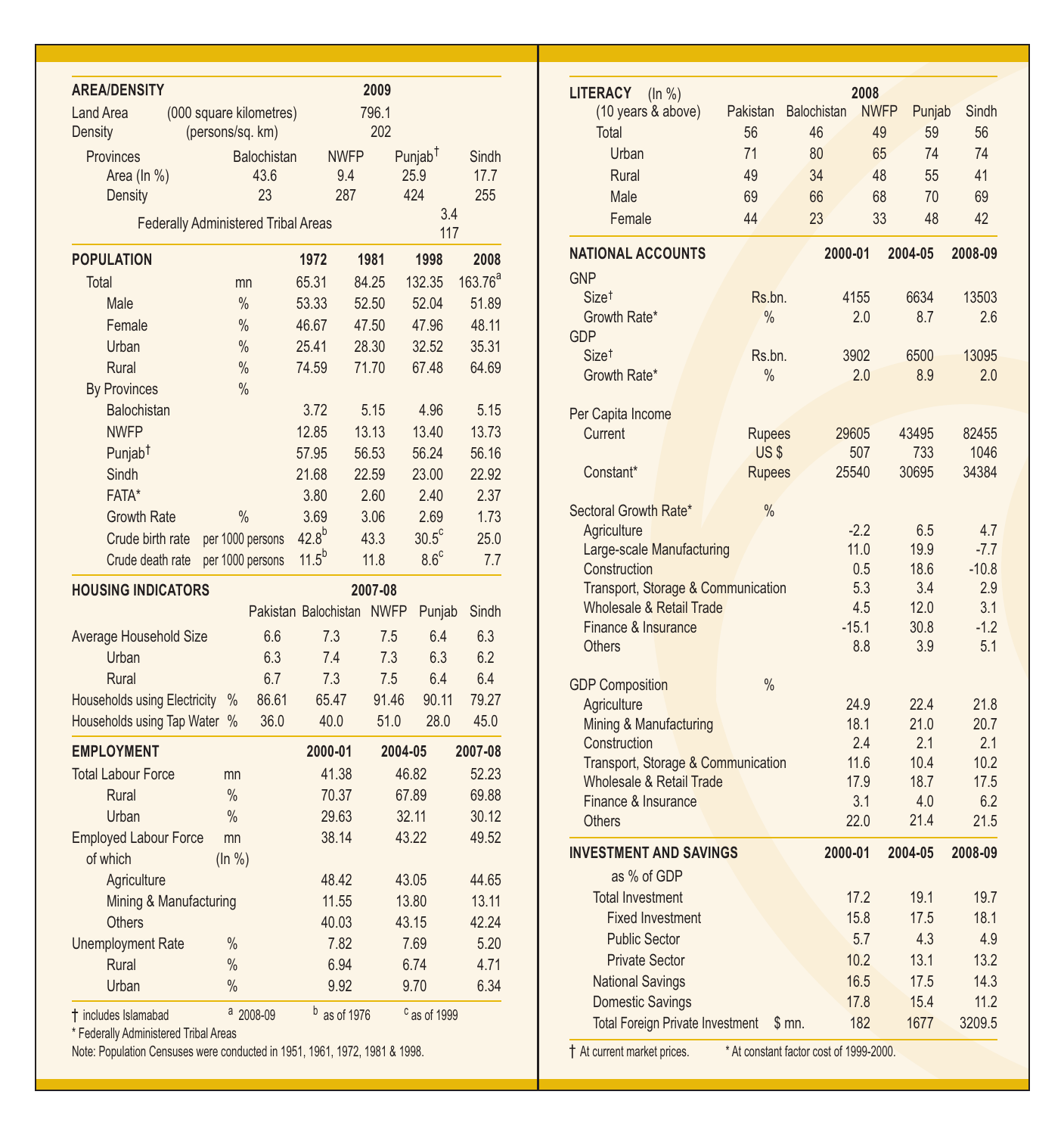## AREA/DENSITY

| | | 2009 | | |
|---|---|---|---|---|
| Land Area (000 square kilometres) | | 796.1 | | |
| Density (persons/sq. km) | | 202 | | |

| Provinces | Balochistan | NWFP | Punjab† | Sindh |
|---|---|---|---|---|
| Area (In %) | 43.6 | 9.4 | 25.9 | 17.7 |
| Density | 23 | 287 | 424 | 255 |
| Federally Administered Tribal Areas | | | 3.4 | |
| | | | 117 | |

## POPULATION

| | | 1972 | 1981 | 1998 | 2008 |
|---|---|---|---|---|---|
| Total | mn | 65.31 | 84.25 | 132.35 | 163.76[a] |
| Male | % | 53.33 | 52.50 | 52.04 | 51.89 |
| Female | % | 46.67 | 47.50 | 47.96 | 48.11 |
| Urban | % | 25.41 | 28.30 | 32.52 | 35.31 |
| Rural | % | 74.59 | 71.70 | 67.48 | 64.69 |
| By Provinces | % | | | | |
| Balochistan | | 3.72 | 5.15 | 4.96 | 5.15 |
| NWFP | | 12.85 | 13.13 | 13.40 | 13.73 |
| Punjab† | | 57.95 | 56.53 | 56.24 | 56.16 |
| Sindh | | 21.68 | 22.59 | 23.00 | 22.92 |
| FATA* | | 3.80 | 2.60 | 2.40 | 2.37 |
| Growth Rate | % | 3.69 | 3.06 | 2.69 | 1.73 |
| Crude birth rate | per 1000 persons | 42.8[b] | 43.3 | 30.5[c] | 25.0 |
| Crude death rate | per 1000 persons | 11.5[b] | 11.8 | 8.6[c] | 7.7 |

## HOUSING INDICATORS

| 2007-08 | | Pakistan | Balochistan | NWFP | Punjab | Sindh |
|---|---|---|---|---|---|---|
| Average Household Size | | 6.6 | 7.3 | 7.5 | 6.4 | 6.3 |
| Urban | | 6.3 | 7.4 | 7.3 | 6.3 | 6.2 |
| Rural | | 6.7 | 7.3 | 7.5 | 6.4 | 6.4 |
| Households using Electricity | % | 86.61 | 65.47 | 91.46 | 90.11 | 79.27 |
| Households using Tap Water | % | 36.0 | 40.0 | 51.0 | 28.0 | 45.0 |

## EMPLOYMENT

| | | 2000-01 | 2004-05 | 2007-08 |
|---|---|---|---|---|
| Total Labour Force | mn | 41.38 | 46.82 | 52.23 |
| Rural | % | 70.37 | 67.89 | 69.88 |
| Urban | % | 29.63 | 32.11 | 30.12 |
| Employed Labour Force | mn | 38.14 | 43.22 | 49.52 |
| of which | (In %) | | | |
| Agriculture | | 48.42 | 43.05 | 44.65 |
| Mining & Manufacturing | | 11.55 | 13.80 | 13.11 |
| Others | | 40.03 | 43.15 | 42.24 |
| Unemployment Rate | % | 7.82 | 7.69 | 5.20 |
| Rural | % | 6.94 | 6.74 | 4.71 |
| Urban | % | 9.92 | 9.70 | 6.34 |

† includes Islamabad  [a] 2008-09  [b] as of 1976  [c] as of 1999

* Federally Administered Tribal Areas

Note: Population Censuses were conducted in 1951, 1961, 1972, 1981 & 1998.

## LITERACY (In %)

| 2008 (10 years & above) | Pakistan | Balochistan | NWFP | Punjab | Sindh |
|---|---|---|---|---|---|
| Total | 56 | 46 | 49 | 59 | 56 |
| Urban | 71 | 80 | 65 | 74 | 74 |
| Rural | 49 | 34 | 48 | 55 | 41 |
| Male | 69 | 66 | 68 | 70 | 69 |
| Female | 44 | 23 | 33 | 48 | 42 |

## NATIONAL ACCOUNTS

| | | 2000-01 | 2004-05 | 2008-09 |
|---|---|---|---|---|
| GNP | | | | |
| Size† | Rs.bn. | 4155 | 6634 | 13503 |
| Growth Rate* | % | 2.0 | 8.7 | 2.6 |
| GDP | | | | |
| Size† | Rs.bn. | 3902 | 6500 | 13095 |
| Growth Rate* | % | 2.0 | 8.9 | 2.0 |
| Per Capita Income | | | | |
| Current | Rupees | 29605 | 43495 | 82455 |
| | US $ | 507 | 733 | 1046 |
| Constant* | Rupees | 25540 | 30695 | 34384 |
| Sectoral Growth Rate* | % | | | |
| Agriculture | | -2.2 | 6.5 | 4.7 |
| Large-scale Manufacturing | | 11.0 | 19.9 | -7.7 |
| Construction | | 0.5 | 18.6 | -10.8 |
| Transport, Storage & Communication | | 5.3 | 3.4 | 2.9 |
| Wholesale & Retail Trade | | 4.5 | 12.0 | 3.1 |
| Finance & Insurance | | -15.1 | 30.8 | -1.2 |
| Others | | 8.8 | 3.9 | 5.1 |
| GDP Composition | % | | | |
| Agriculture | | 24.9 | 22.4 | 21.8 |
| Mining & Manufacturing | | 18.1 | 21.0 | 20.7 |
| Construction | | 2.4 | 2.1 | 2.1 |
| Transport, Storage & Communication | | 11.6 | 10.4 | 10.2 |
| Wholesale & Retail Trade | | 17.9 | 18.7 | 17.5 |
| Finance & Insurance | | 3.1 | 4.0 | 6.2 |
| Others | | 22.0 | 21.4 | 21.5 |

## INVESTMENT AND SAVINGS

| as % of GDP | | 2000-01 | 2004-05 | 2008-09 |
|---|---|---|---|---|
| Total Investment | | 17.2 | 19.1 | 19.7 |
| Fixed Investment | | 15.8 | 17.5 | 18.1 |
| Public Sector | | 5.7 | 4.3 | 4.9 |
| Private Sector | | 10.2 | 13.1 | 13.2 |
| National Savings | | 16.5 | 17.5 | 14.3 |
| Domestic Savings | | 17.8 | 15.4 | 11.2 |
| Total Foreign Private Investment | $ mn. | 182 | 1677 | 3209.5 |

† At current market prices.  * At constant factor cost of 1999-2000.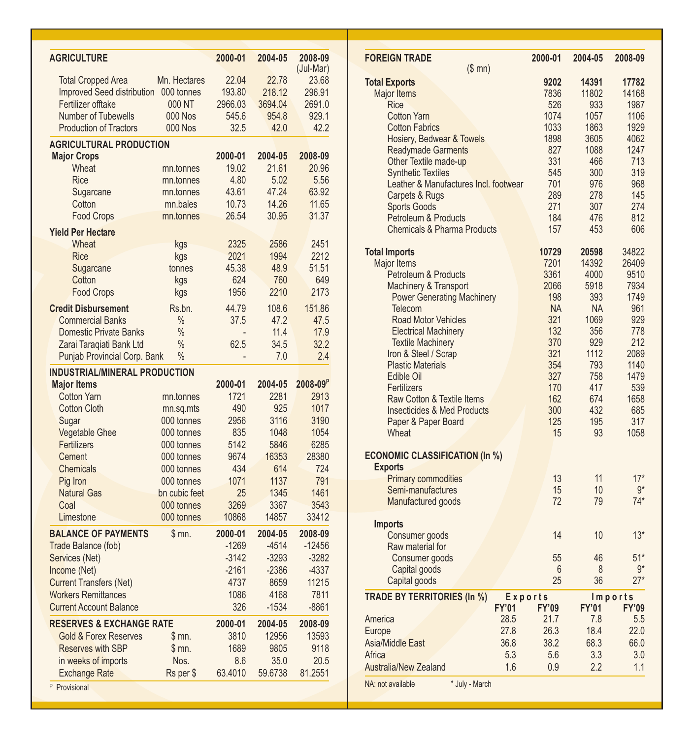| AGRICULTURE | | 2000-01 | 2004-05 | 2008-09 (Jul-Mar) |
|---|---|---|---|---|
| Total Cropped Area | Mn. Hectares | 22.04 | 22.78 | 23.68 |
| Improved Seed distribution | 000 tonnes | 193.80 | 218.12 | 296.91 |
| Fertilizer offtake | 000 NT | 2966.03 | 3694.04 | 2691.0 |
| Number of Tubewells | 000 Nos | 545.6 | 954.8 | 929.1 |
| Production of Tractors | 000 Nos | 32.5 | 42.0 | 42.2 |

| AGRICULTURAL PRODUCTION | | | | |
|---|---|---|---|---|
| **Major Crops** | | 2000-01 | 2004-05 | 2008-09 |
| Wheat | mn.tonnes | 19.02 | 21.61 | 20.96 |
| Rice | mn.tonnes | 4.80 | 5.02 | 5.56 |
| Sugarcane | mn.tonnes | 43.61 | 47.24 | 63.92 |
| Cotton | mn.bales | 10.73 | 14.26 | 11.65 |
| Food Crops | mn.tonnes | 26.54 | 30.95 | 31.37 |
| **Yield Per Hectare** | | | | |
| Wheat | kgs | 2325 | 2586 | 2451 |
| Rice | kgs | 2021 | 1994 | 2212 |
| Sugarcane | tonnes | 45.38 | 48.9 | 51.51 |
| Cotton | kgs | 624 | 760 | 649 |
| Food Crops | kgs | 1956 | 2210 | 2173 |
| **Credit Disbursement** | Rs.bn. | 44.79 | 108.6 | 151.86 |
| Commercial Banks | % | 37.5 | 47.2 | 47.5 |
| Domestic Private Banks | % | - | 11.4 | 17.9 |
| Zarai Taraqiati Bank Ltd | % | 62.5 | 34.5 | 32.2 |
| Punjab Provincial Corp. Bank | % | - | 7.0 | 2.4 |

| INDUSTRIAL/MINERAL PRODUCTION | | | | |
|---|---|---|---|---|
| **Major Items** | | 2000-01 | 2004-05 | 2008-09[P] |
| Cotton Yarn | mn.tonnes | 1721 | 2281 | 2913 |
| Cotton Cloth | mn.sq.mts | 490 | 925 | 1017 |
| Sugar | 000 tonnes | 2956 | 3116 | 3190 |
| Vegetable Ghee | 000 tonnes | 835 | 1048 | 1054 |
| Fertilizers | 000 tonnes | 5142 | 5846 | 6285 |
| Cement | 000 tonnes | 9674 | 16353 | 28380 |
| Chemicals | 000 tonnes | 434 | 614 | 724 |
| Pig Iron | 000 tonnes | 1071 | 1137 | 791 |
| Natural Gas | bn cubic feet | 25 | 1345 | 1461 |
| Coal | 000 tonnes | 3269 | 3367 | 3543 |
| Limestone | 000 tonnes | 10868 | 14857 | 33412 |

| BALANCE OF PAYMENTS | $ mn. | 2000-01 | 2004-05 | 2008-09 |
|---|---|---|---|---|
| Trade Balance (fob) | | -1269 | -4514 | -12456 |
| Services (Net) | | -3142 | -3293 | -3282 |
| Income (Net) | | -2161 | -2386 | -4337 |
| Current Transfers (Net) | | 4737 | 8659 | 11215 |
| Workers Remittances | | 1086 | 4168 | 7811 |
| Current Account Balance | | 326 | -1534 | -8861 |

| RESERVES & EXCHANGE RATE | | 2000-01 | 2004-05 | 2008-09 |
|---|---|---|---|---|
| Gold & Forex Reserves | $ mn. | 3810 | 12956 | 13593 |
| Reserves with SBP | $ mn. | 1689 | 9805 | 9118 |
| in weeks of imports | Nos. | 8.6 | 35.0 | 20.5 |
| Exchange Rate | Rs per $ | 63.4010 | 59.6738 | 81.2551 |

[P] Provisional

| FOREIGN TRADE ($ mn) | 2000-01 | 2004-05 | 2008-09 |
|---|---|---|---|
| **Total Exports** | **9202** | **14391** | **17782** |
| Major Items | 7836 | 11802 | 14168 |
| Rice | 526 | 933 | 1987 |
| Cotton Yarn | 1074 | 1057 | 1106 |
| Cotton Fabrics | 1033 | 1863 | 1929 |
| Hosiery, Bedwear & Towels | 1898 | 3605 | 4062 |
| Readymade Garments | 827 | 1088 | 1247 |
| Other Textile made-up | 331 | 466 | 713 |
| Synthetic Textiles | 545 | 300 | 319 |
| Leather & Manufactures Incl. footwear | 701 | 976 | 968 |
| Carpets & Rugs | 289 | 278 | 145 |
| Sports Goods | 271 | 307 | 274 |
| Petroleum & Products | 184 | 476 | 812 |
| Chemicals & Pharma Products | 157 | 453 | 606 |
| **Total Imports** | **10729** | **20598** | **34822** |
| Major Items | 7201 | 14392 | 26409 |
| Petroleum & Products | 3361 | 4000 | 9510 |
| Machinery & Transport | 2066 | 5918 | 7934 |
| Power Generating Machinery | 198 | 393 | 1749 |
| Telecom | NA | NA | 961 |
| Road Motor Vehicles | 321 | 1069 | 929 |
| Electrical Machinery | 132 | 356 | 778 |
| Textile Machinery | 370 | 929 | 212 |
| Iron & Steel / Scrap | 321 | 1112 | 2089 |
| Plastic Materials | 354 | 793 | 1140 |
| Edible Oil | 327 | 758 | 1479 |
| Fertilizers | 170 | 417 | 539 |
| Raw Cotton & Textile Items | 162 | 674 | 1658 |
| Insecticides & Med Products | 300 | 432 | 685 |
| Paper & Paper Board | 125 | 195 | 317 |
| Wheat | 15 | 93 | 1058 |

| ECONOMIC CLASSIFICATION (In %) | 2000-01 | 2004-05 | 2008-09 |
|---|---|---|---|
| **Exports** | | | |
| Primary commodities | 13 | 11 | 17* |
| Semi-manufactures | 15 | 10 | 9* |
| Manufactured goods | 72 | 79 | 74* |
| **Imports** | | | |
| Consumer goods | 14 | 10 | 13* |
| Raw material for | | | |
| Consumer goods | 55 | 46 | 51* |
| Capital goods | 6 | 8 | 9* |
| Capital goods | 25 | 36 | 27* |

| TRADE BY TERRITORIES (In %) | Exports | | Imports | |
|---|---|---|---|---|
| | FY'01 | FY'09 | FY'01 | FY'09 |
| America | 28.5 | 21.7 | 7.8 | 5.5 |
| Europe | 27.8 | 26.3 | 18.4 | 22.0 |
| Asia/Middle East | 36.8 | 38.2 | 68.3 | 66.0 |
| Africa | 5.3 | 5.6 | 3.3 | 3.0 |
| Australia/New Zealand | 1.6 | 0.9 | 2.2 | 1.1 |

NA: not available * July - March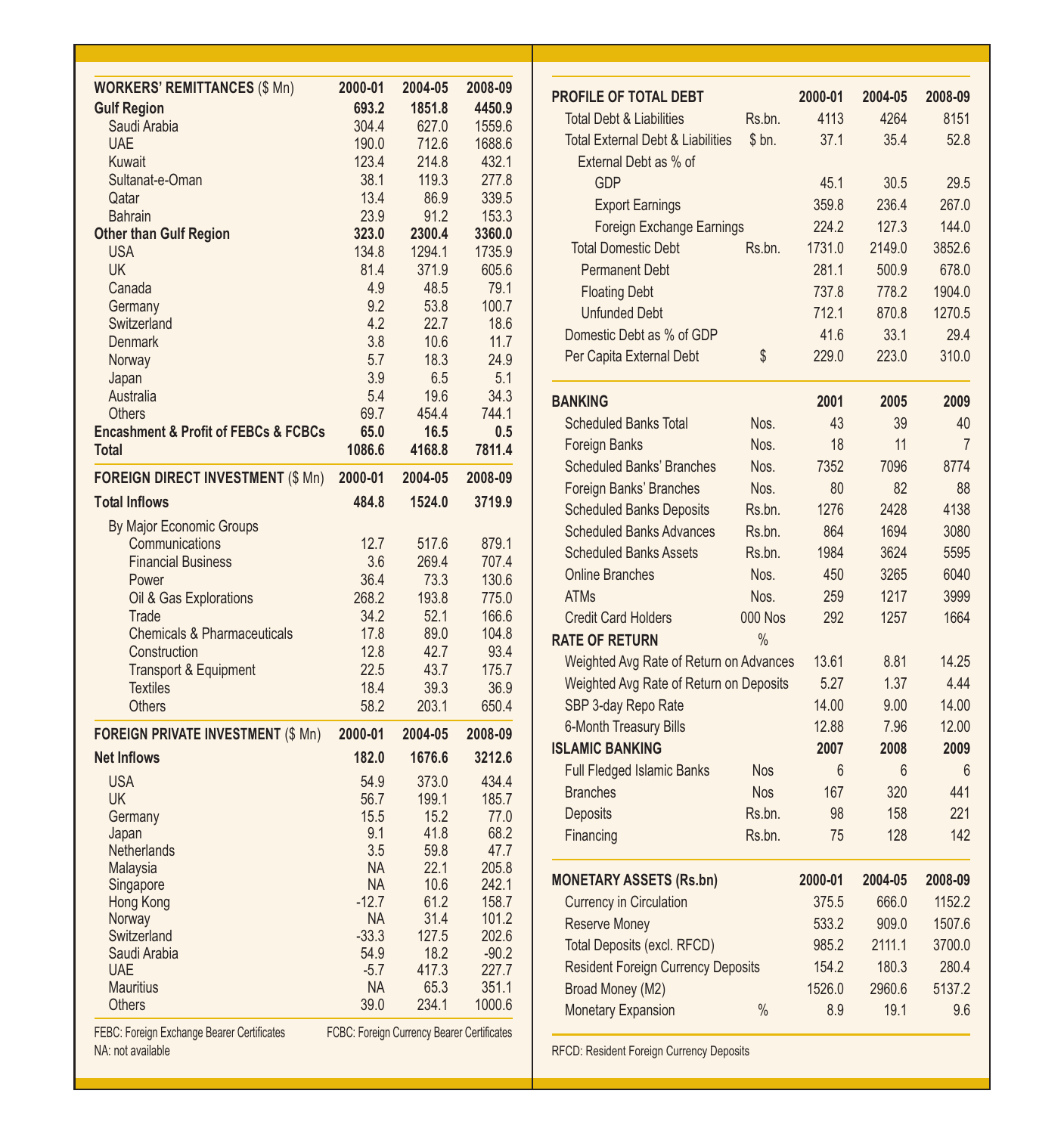| WORKERS' REMITTANCES ($ Mn) | 2000-01 | 2004-05 | 2008-09 |
|---|---|---|---|
| **Gulf Region** | **693.2** | **1851.8** | **4450.9** |
| Saudi Arabia | 304.4 | 627.0 | 1559.6 |
| UAE | 190.0 | 712.6 | 1688.6 |
| Kuwait | 123.4 | 214.8 | 432.1 |
| Sultanat-e-Oman | 38.1 | 119.3 | 277.8 |
| Qatar | 13.4 | 86.9 | 339.5 |
| Bahrain | 23.9 | 91.2 | 153.3 |
| **Other than Gulf Region** | **323.0** | **2300.4** | **3360.0** |
| USA | 134.8 | 1294.1 | 1735.9 |
| UK | 81.4 | 371.9 | 605.6 |
| Canada | 4.9 | 48.5 | 79.1 |
| Germany | 9.2 | 53.8 | 100.7 |
| Switzerland | 4.2 | 22.7 | 18.6 |
| Denmark | 3.8 | 10.6 | 11.7 |
| Norway | 5.7 | 18.3 | 24.9 |
| Japan | 3.9 | 6.5 | 5.1 |
| Australia | 5.4 | 19.6 | 34.3 |
| Others | 69.7 | 454.4 | 744.1 |
| **Encashment & Profit of FEBCs & FCBCs** | **65.0** | **16.5** | **0.5** |
| **Total** | **1086.6** | **4168.8** | **7811.4** |

| FOREIGN DIRECT INVESTMENT ($ Mn) | 2000-01 | 2004-05 | 2008-09 |
|---|---|---|---|
| **Total Inflows** | **484.8** | **1524.0** | **3719.9** |
| By Major Economic Groups | | | |
| Communications | 12.7 | 517.6 | 879.1 |
| Financial Business | 3.6 | 269.4 | 707.4 |
| Power | 36.4 | 73.3 | 130.6 |
| Oil & Gas Explorations | 268.2 | 193.8 | 775.0 |
| Trade | 34.2 | 52.1 | 166.6 |
| Chemicals & Pharmaceuticals | 17.8 | 89.0 | 104.8 |
| Construction | 12.8 | 42.7 | 93.4 |
| Transport & Equipment | 22.5 | 43.7 | 175.7 |
| Textiles | 18.4 | 39.3 | 36.9 |
| Others | 58.2 | 203.1 | 650.4 |

| FOREIGN PRIVATE INVESTMENT ($ Mn) | 2000-01 | 2004-05 | 2008-09 |
|---|---|---|---|
| **Net Inflows** | **182.0** | **1676.6** | **3212.6** |
| USA | 54.9 | 373.0 | 434.4 |
| UK | 56.7 | 199.1 | 185.7 |
| Germany | 15.5 | 15.2 | 77.0 |
| Japan | 9.1 | 41.8 | 68.2 |
| Netherlands | 3.5 | 59.8 | 47.7 |
| Malaysia | NA | 22.1 | 205.8 |
| Singapore | NA | 10.6 | 242.1 |
| Hong Kong | -12.7 | 61.2 | 158.7 |
| Norway | NA | 31.4 | 101.2 |
| Switzerland | -33.3 | 127.5 | 202.6 |
| Saudi Arabia | 54.9 | 18.2 | -90.2 |
| UAE | -5.7 | 417.3 | 227.7 |
| Mauritius | NA | 65.3 | 351.1 |
| Others | 39.0 | 234.1 | 1000.6 |

FEBC: Foreign Exchange Bearer Certificates FCBC: Foreign Currency Bearer Certificates
NA: not available

| PROFILE OF TOTAL DEBT | | 2000-01 | 2004-05 | 2008-09 |
|---|---|---|---|---|
| Total Debt & Liabilities | Rs.bn. | 4113 | 4264 | 8151 |
| Total External Debt & Liabilities | $ bn. | 37.1 | 35.4 | 52.8 |
| External Debt as % of | | | | |
| GDP | | 45.1 | 30.5 | 29.5 |
| Export Earnings | | 359.8 | 236.4 | 267.0 |
| Foreign Exchange Earnings | | 224.2 | 127.3 | 144.0 |
| Total Domestic Debt | Rs.bn. | 1731.0 | 2149.0 | 3852.6 |
| Permanent Debt | | 281.1 | 500.9 | 678.0 |
| Floating Debt | | 737.8 | 778.2 | 1904.0 |
| Unfunded Debt | | 712.1 | 870.8 | 1270.5 |
| Domestic Debt as % of GDP | | 41.6 | 33.1 | 29.4 |
| Per Capita External Debt | $ | 229.0 | 223.0 | 310.0 |

| BANKING | | 2001 | 2005 | 2009 |
|---|---|---|---|---|
| Scheduled Banks Total | Nos. | 43 | 39 | 40 |
| Foreign Banks | Nos. | 18 | 11 | 7 |
| Scheduled Banks' Branches | Nos. | 7352 | 7096 | 8774 |
| Foreign Banks' Branches | Nos. | 80 | 82 | 88 |
| Scheduled Banks Deposits | Rs.bn. | 1276 | 2428 | 4138 |
| Scheduled Banks Advances | Rs.bn. | 864 | 1694 | 3080 |
| Scheduled Banks Assets | Rs.bn. | 1984 | 3624 | 5595 |
| Online Branches | Nos. | 450 | 3265 | 6040 |
| ATMs | Nos. | 259 | 1217 | 3999 |
| Credit Card Holders | 000 Nos | 292 | 1257 | 1664 |
| **RATE OF RETURN** | % | | | |
| Weighted Avg Rate of Return on Advances | | 13.61 | 8.81 | 14.25 |
| Weighted Avg Rate of Return on Deposits | | 5.27 | 1.37 | 4.44 |
| SBP 3-day Repo Rate | | 14.00 | 9.00 | 14.00 |
| 6-Month Treasury Bills | | 12.88 | 7.96 | 12.00 |
| **ISLAMIC BANKING** | | **2007** | **2008** | **2009** |
| Full Fledged Islamic Banks | Nos | 6 | 6 | 6 |
| Branches | Nos | 167 | 320 | 441 |
| Deposits | Rs.bn. | 98 | 158 | 221 |
| Financing | Rs.bn. | 75 | 128 | 142 |

| MONETARY ASSETS (Rs.bn) | | 2000-01 | 2004-05 | 2008-09 |
|---|---|---|---|---|
| Currency in Circulation | | 375.5 | 666.0 | 1152.2 |
| Reserve Money | | 533.2 | 909.0 | 1507.6 |
| Total Deposits (excl. RFCD) | | 985.2 | 2111.1 | 3700.0 |
| Resident Foreign Currency Deposits | | 154.2 | 180.3 | 280.4 |
| Broad Money (M2) | | 1526.0 | 2960.6 | 5137.2 |
| Monetary Expansion | % | 8.9 | 19.1 | 9.6 |

RFCD: Resident Foreign Currency Deposits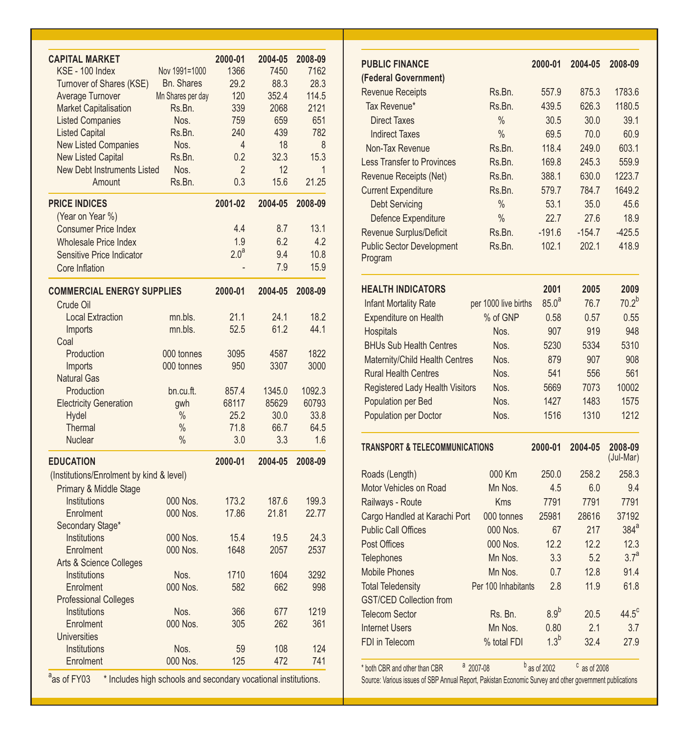| CAPITAL MARKET | | 2000-01 | 2004-05 | 2008-09 |
|---|---|---|---|---|
| KSE - 100 Index | Nov 1991=1000 | 1366 | 7450 | 7162 |
| Turnover of Shares (KSE) | Bn. Shares | 29.2 | 88.3 | 28.3 |
| Average Turnover | Mn Shares per day | 120 | 352.4 | 114.5 |
| Market Capitalisation | Rs.Bn. | 339 | 2068 | 2121 |
| Listed Companies | Nos. | 759 | 659 | 651 |
| Listed Capital | Rs.Bn. | 240 | 439 | 782 |
| New Listed Companies | Nos. | 4 | 18 | 8 |
| New Listed Capital | Rs.Bn. | 0.2 | 32.3 | 15.3 |
| New Debt Instruments Listed | Nos. | 2 | 12 | 1 |
| Amount | Rs.Bn. | 0.3 | 15.6 | 21.25 |

| PRICE INDICES | 2001-02 | 2004-05 | 2008-09 |
|---|---|---|---|
| (Year on Year %) | | | |
| Consumer Price Index | 4.4 | 8.7 | 13.1 |
| Wholesale Price Index | 1.9 | 6.2 | 4.2 |
| Sensitive Price Indicator | 2.0[a] | 9.4 | 10.8 |
| Core Inflation | - | 7.9 | 15.9 |

| COMMERCIAL ENERGY SUPPLIES | | 2000-01 | 2004-05 | 2008-09 |
|---|---|---|---|---|
| Crude Oil | | | | |
| Local Extraction | mn.bls. | 21.1 | 24.1 | 18.2 |
| Imports | mn.bls. | 52.5 | 61.2 | 44.1 |
| Coal | | | | |
| Production | 000 tonnes | 3095 | 4587 | 1822 |
| Imports | 000 tonnes | 950 | 3307 | 3000 |
| Natural Gas | | | | |
| Production | bn.cu.ft. | 857.4 | 1345.0 | 1092.3 |
| Electricity Generation | gwh | 68117 | 85629 | 60793 |
| Hydel | % | 25.2 | 30.0 | 33.8 |
| Thermal | % | 71.8 | 66.7 | 64.5 |
| Nuclear | % | 3.0 | 3.3 | 1.6 |

| EDUCATION | | 2000-01 | 2004-05 | 2008-09 |
|---|---|---|---|---|
| (Institutions/Enrolment by kind & level) | | | | |
| Primary & Middle Stage | | | | |
| Institutions | 000 Nos. | 173.2 | 187.6 | 199.3 |
| Enrolment | 000 Nos. | 17.86 | 21.81 | 22.77 |
| Secondary Stage* | | | | |
| Institutions | 000 Nos. | 15.4 | 19.5 | 24.3 |
| Enrolment | 000 Nos. | 1648 | 2057 | 2537 |
| Arts & Science Colleges | | | | |
| Institutions | Nos. | 1710 | 1604 | 3292 |
| Enrolment | 000 Nos. | 582 | 662 | 998 |
| Professional Colleges | | | | |
| Institutions | Nos. | 366 | 677 | 1219 |
| Enrolment | 000 Nos. | 305 | 262 | 361 |
| Universities | | | | |
| Institutions | Nos. | 59 | 108 | 124 |
| Enrolment | 000 Nos. | 125 | 472 | 741 |

[a]as of FY03 * Includes high schools and secondary vocational institutions.

| PUBLIC FINANCE (Federal Government) | | 2000-01 | 2004-05 | 2008-09 |
|---|---|---|---|---|
| Revenue Receipts | Rs.Bn. | 557.9 | 875.3 | 1783.6 |
| Tax Revenue* | Rs.Bn. | 439.5 | 626.3 | 1180.5 |
| Direct Taxes | % | 30.5 | 30.0 | 39.1 |
| Indirect Taxes | % | 69.5 | 70.0 | 60.9 |
| Non-Tax Revenue | Rs.Bn. | 118.4 | 249.0 | 603.1 |
| Less Transfer to Provinces | Rs.Bn. | 169.8 | 245.3 | 559.9 |
| Revenue Receipts (Net) | Rs.Bn. | 388.1 | 630.0 | 1223.7 |
| Current Expenditure | Rs.Bn. | 579.7 | 784.7 | 1649.2 |
| Debt Servicing | % | 53.1 | 35.0 | 45.6 |
| Defence Expenditure | % | 22.7 | 27.6 | 18.9 |
| Revenue Surplus/Deficit | Rs.Bn. | -191.6 | -154.7 | -425.5 |
| Public Sector Development Program | Rs.Bn. | 102.1 | 202.1 | 418.9 |

| HEALTH INDICATORS | | 2001 | 2005 | 2009 |
|---|---|---|---|---|
| Infant Mortality Rate | per 1000 live births | 85.0[a] | 76.7 | 70.2[b] |
| Expenditure on Health | % of GNP | 0.58 | 0.57 | 0.55 |
| Hospitals | Nos. | 907 | 919 | 948 |
| BHUs Sub Health Centres | Nos. | 5230 | 5334 | 5310 |
| Maternity/Child Health Centres | Nos. | 879 | 907 | 908 |
| Rural Health Centres | Nos. | 541 | 556 | 561 |
| Registered Lady Health Visitors | Nos. | 5669 | 7073 | 10002 |
| Population per Bed | Nos. | 1427 | 1483 | 1575 |
| Population per Doctor | Nos. | 1516 | 1310 | 1212 |

| TRANSPORT & TELECOMMUNICATIONS | | 2000-01 | 2004-05 | 2008-09 (Jul-Mar) |
|---|---|---|---|---|
| Roads (Length) | 000 Km | 250.0 | 258.2 | 258.3 |
| Motor Vehicles on Road | Mn Nos. | 4.5 | 6.0 | 9.4 |
| Railways - Route | Kms | 7791 | 7791 | 7791 |
| Cargo Handled at Karachi Port | 000 tonnes | 25981 | 28616 | 37192 |
| Public Call Offices | 000 Nos. | 67 | 217 | 384[a] |
| Post Offices | 000 Nos. | 12.2 | 12.2 | 12.3 |
| Telephones | Mn Nos. | 3.3 | 5.2 | 3.7[a] |
| Mobile Phones | Mn Nos. | 0.7 | 12.8 | 91.4 |
| Total Teledensity | Per 100 Inhabitants | 2.8 | 11.9 | 61.8 |
| GST/CED Collection from Telecom Sector | Rs. Bn. | 8.9[b] | 20.5 | 44.5[c] |
| Internet Users | Mn Nos. | 0.80 | 2.1 | 3.7 |
| FDI in Telecom | % total FDI | 1.3[b] | 32.4 | 27.9 |

* both CBR and other than CBR [a] 2007-08 [b] as of 2002 [c] as of 2008

Source: Various issues of SBP Annual Report, Pakistan Economic Survey and other government publications